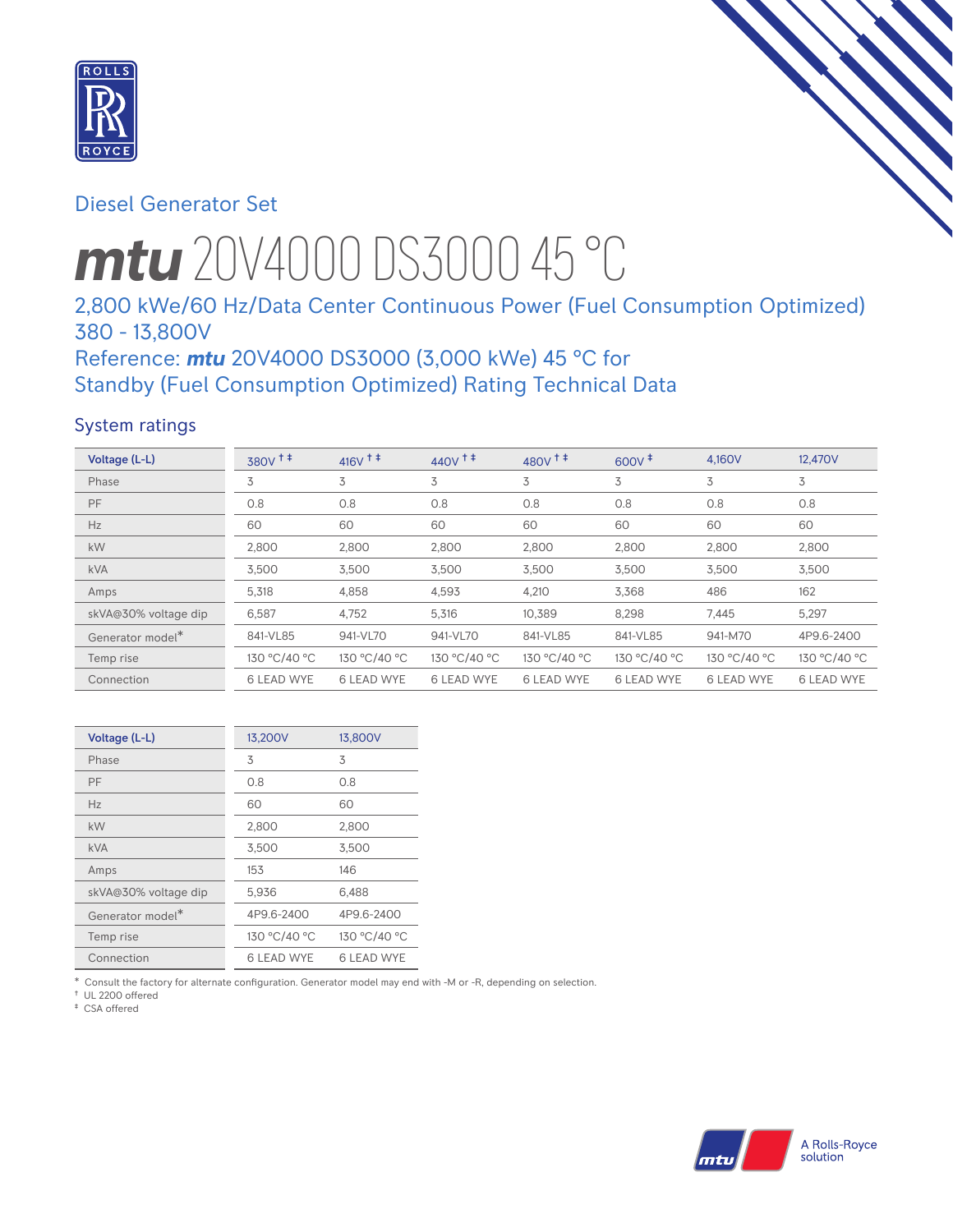Diesel Generator Set

# *mtu* 20V4000 DS3000 45 °C

## 2,800 kWe/60 Hz/Data Center Continuous Power (Fuel Consumption Optimized) 380 - 13,800V

## Reference: *mtu* 20V4000 DS3000 (3,000 kWe) 45 °C for Standby (Fuel Consumption Optimized) Rating Technical Data

### System ratings

| Voltage (L-L) | 380V † ‡ | 416V † ‡ | 440V † ‡ | 480V † ‡ | 600V ‡ | 4,160V | 12,470V |
|---|---|---|---|---|---|---|---|
| Phase | 3 | 3 | 3 | 3 | 3 | 3 | 3 |
| PF | 0.8 | 0.8 | 0.8 | 0.8 | 0.8 | 0.8 | 0.8 |
| Hz | 60 | 60 | 60 | 60 | 60 | 60 | 60 |
| kW | 2,800 | 2,800 | 2,800 | 2,800 | 2,800 | 2,800 | 2,800 |
| kVA | 3,500 | 3,500 | 3,500 | 3,500 | 3,500 | 3,500 | 3,500 |
| Amps | 5,318 | 4,858 | 4,593 | 4,210 | 3,368 | 486 | 162 |
| skVA@30% voltage dip | 6,587 | 4,752 | 5,316 | 10,389 | 8,298 | 7,445 | 5,297 |
| Generator model* | 841-VL85 | 941-VL70 | 941-VL70 | 841-VL85 | 841-VL85 | 941-M70 | 4P9.6-2400 |
| Temp rise | 130 °C/40 °C | 130 °C/40 °C | 130 °C/40 °C | 130 °C/40 °C | 130 °C/40 °C | 130 °C/40 °C | 130 °C/40 °C |
| Connection | 6 LEAD WYE | 6 LEAD WYE | 6 LEAD WYE | 6 LEAD WYE | 6 LEAD WYE | 6 LEAD WYE | 6 LEAD WYE |

| Voltage (L-L) | 13,200V | 13,800V |
|---|---|---|
| Phase | 3 | 3 |
| PF | 0.8 | 0.8 |
| Hz | 60 | 60 |
| kW | 2,800 | 2,800 |
| kVA | 3,500 | 3,500 |
| Amps | 153 | 146 |
| skVA@30% voltage dip | 5,936 | 6,488 |
| Generator model* | 4P9.6-2400 | 4P9.6-2400 |
| Temp rise | 130 °C/40 °C | 130 °C/40 °C |
| Connection | 6 LEAD WYE | 6 LEAD WYE |

\* Consult the factory for alternate configuration. Generator model may end with -M or -R, depending on selection.
† UL 2200 offered
‡ CSA offered

A Rolls-Royce solution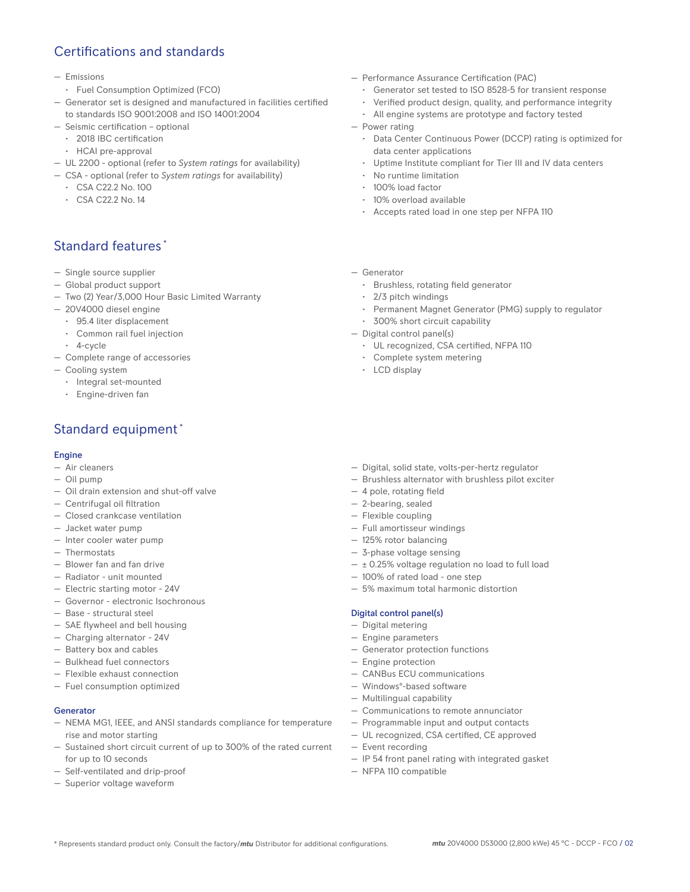## Certifications and standards

- Emissions
  - Fuel Consumption Optimized (FCO)
- Generator set is designed and manufactured in facilities certified to standards ISO 9001:2008 and ISO 14001:2004
- Seismic certification – optional
  - 2018 IBC certification
  - HCAI pre-approval
- UL 2200 - optional (refer to *System ratings* for availability)
- CSA - optional (refer to *System ratings* for availability)
  - CSA C22.2 No. 100
  - CSA C22.2 No. 14
- Performance Assurance Certification (PAC)
  - Generator set tested to ISO 8528-5 for transient response
  - Verified product design, quality, and performance integrity
  - All engine systems are prototype and factory tested
- Power rating
  - Data Center Continuous Power (DCCP) rating is optimized for data center applications
  - Uptime Institute compliant for Tier III and IV data centers
  - No runtime limitation
  - 100% load factor
  - 10% overload available
  - Accepts rated load in one step per NFPA 110

## Standard features*

- Single source supplier
- Global product support
- Two (2) Year/3,000 Hour Basic Limited Warranty
- 20V4000 diesel engine
  - 95.4 liter displacement
  - Common rail fuel injection
  - 4-cycle
- Complete range of accessories
- Cooling system
  - Integral set-mounted
  - Engine-driven fan
- Generator
  - Brushless, rotating field generator
  - 2/3 pitch windings
  - Permanent Magnet Generator (PMG) supply to regulator
  - 300% short circuit capability
- Digital control panel(s)
  - UL recognized, CSA certified, NFPA 110
  - Complete system metering
  - LCD display

## Standard equipment*

### Engine

- Air cleaners
- Oil pump
- Oil drain extension and shut-off valve
- Centrifugal oil filtration
- Closed crankcase ventilation
- Jacket water pump
- Inter cooler water pump
- Thermostats
- Blower fan and fan drive
- Radiator - unit mounted
- Electric starting motor - 24V
- Governor - electronic Isochronous
- Base - structural steel
- SAE flywheel and bell housing
- Charging alternator - 24V
- Battery box and cables
- Bulkhead fuel connectors
- Flexible exhaust connection
- Fuel consumption optimized

### Generator

- NEMA MG1, IEEE, and ANSI standards compliance for temperature rise and motor starting
- Sustained short circuit current of up to 300% of the rated current for up to 10 seconds
- Self-ventilated and drip-proof
- Superior voltage waveform
- Digital, solid state, volts-per-hertz regulator
- Brushless alternator with brushless pilot exciter
- 4 pole, rotating field
- 2-bearing, sealed
- Flexible coupling
- Full amortisseur windings
- 125% rotor balancing
- 3-phase voltage sensing
- ± 0.25% voltage regulation no load to full load
- 100% of rated load - one step
- 5% maximum total harmonic distortion

### Digital control panel(s)

- Digital metering
- Engine parameters
- Generator protection functions
- Engine protection
- CANBus ECU communications
- Windows®-based software
- Multilingual capability
- Communications to remote annunciator
- Programmable input and output contacts
- UL recognized, CSA certified, CE approved
- Event recording
- IP 54 front panel rating with integrated gasket
- NFPA 110 compatible

* Represents standard product only. Consult the factory/*mtu* Distributor for additional configurations.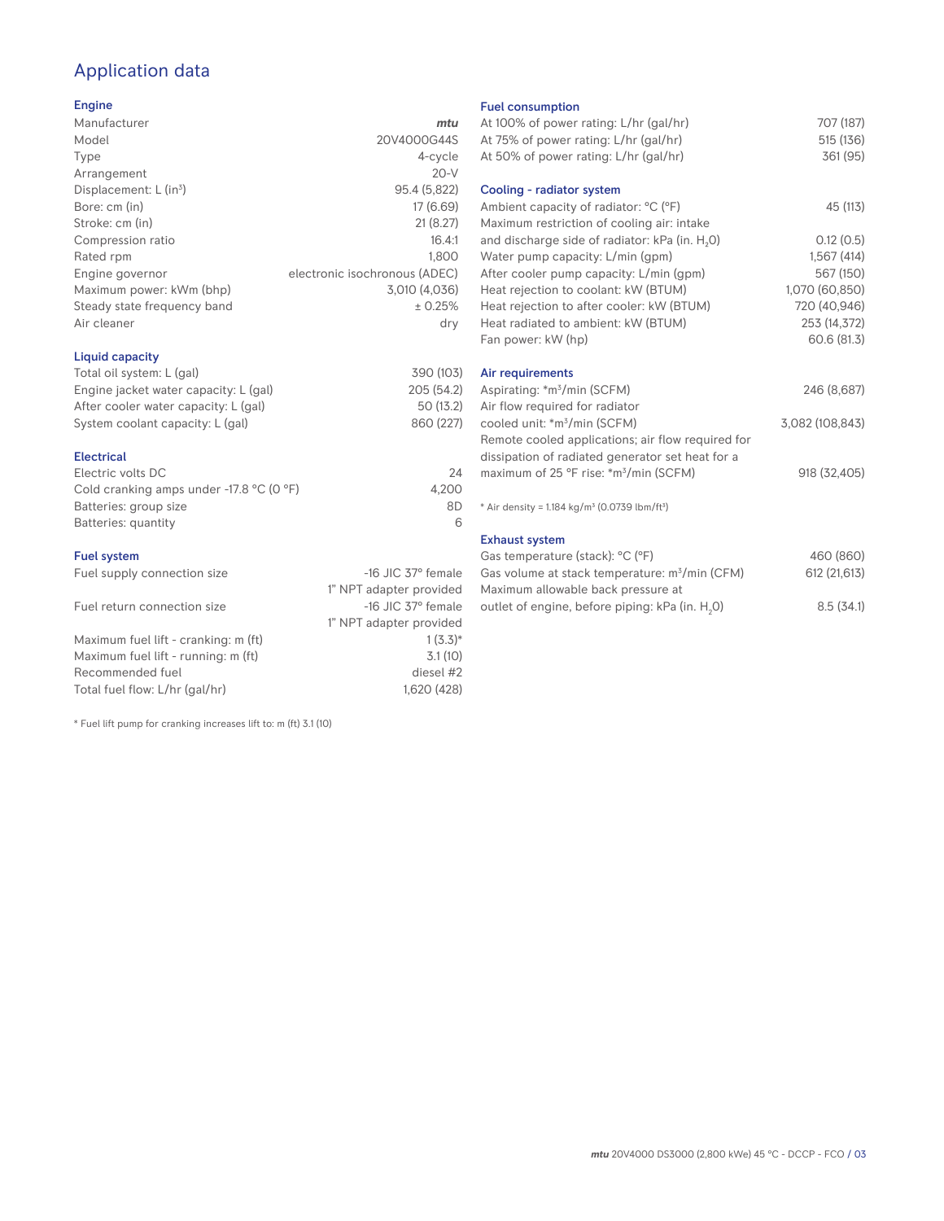# Application data

## Engine

| | |
|---|---|
| Manufacturer | *mtu* |
| Model | 20V4000G44S |
| Type | 4-cycle |
| Arrangement | 20-V |
| Displacement: L ($in^3$) | 95.4 (5,822) |
| Bore: cm (in) | 17 (6.69) |
| Stroke: cm (in) | 21 (8.27) |
| Compression ratio | 16.4:1 |
| Rated rpm | 1,800 |
| Engine governor | electronic isochronous (ADEC) |
| Maximum power: kWm (bhp) | 3,010 (4,036) |
| Steady state frequency band | ± 0.25% |
| Air cleaner | dry |

## Liquid capacity

| | |
|---|---|
| Total oil system: L (gal) | 390 (103) |
| Engine jacket water capacity: L (gal) | 205 (54.2) |
| After cooler water capacity: L (gal) | 50 (13.2) |
| System coolant capacity: L (gal) | 860 (227) |

## Electrical

| | |
|---|---|
| Electric volts DC | 24 |
| Cold cranking amps under -17.8 °C (0 °F) | 4,200 |
| Batteries: group size | 8D |
| Batteries: quantity | 6 |

## Fuel system

| | |
|---|---|
| Fuel supply connection size | -16 JIC 37° female 1" NPT adapter provided |
| Fuel return connection size | -16 JIC 37° female 1" NPT adapter provided |
| Maximum fuel lift - cranking: m (ft) | 1 (3.3)* |
| Maximum fuel lift - running: m (ft) | 3.1 (10) |
| Recommended fuel | diesel #2 |
| Total fuel flow: L/hr (gal/hr) | 1,620 (428) |

\* Fuel lift pump for cranking increases lift to: m (ft) 3.1 (10)

## Fuel consumption

| | |
|---|---|
| At 100% of power rating: L/hr (gal/hr) | 707 (187) |
| At 75% of power rating: L/hr (gal/hr) | 515 (136) |
| At 50% of power rating: L/hr (gal/hr) | 361 (95) |

## Cooling - radiator system

| | |
|---|---|
| Ambient capacity of radiator: °C (°F) | 45 (113) |
| Maximum restriction of cooling air: intake and discharge side of radiator: kPa (in. $H_2O$) | 0.12 (0.5) |
| Water pump capacity: L/min (gpm) | 1,567 (414) |
| After cooler pump capacity: L/min (gpm) | 567 (150) |
| Heat rejection to coolant: kW (BTUM) | 1,070 (60,850) |
| Heat rejection to after cooler: kW (BTUM) | 720 (40,946) |
| Heat radiated to ambient: kW (BTUM) | 253 (14,372) |
| Fan power: kW (hp) | 60.6 (81.3) |

## Air requirements

| | |
|---|---|
| Aspirating: *$m^3$/min (SCFM) | 246 (8,687) |
| Air flow required for radiator cooled unit: *$m^3$/min (SCFM) | 3,082 (108,843) |
| Remote cooled applications; air flow required for dissipation of radiated generator set heat for a maximum of 25 °F rise: *$m^3$/min (SCFM) | 918 (32,405) |

\* Air density = 1.184 kg/$m^3$ (0.0739 lbm/$ft^3$)

## Exhaust system

| | |
|---|---|
| Gas temperature (stack): °C (°F) | 460 (860) |
| Gas volume at stack temperature: $m^3$/min (CFM) | 612 (21,613) |
| Maximum allowable back pressure at outlet of engine, before piping: kPa (in. $H_2O$) | 8.5 (34.1) |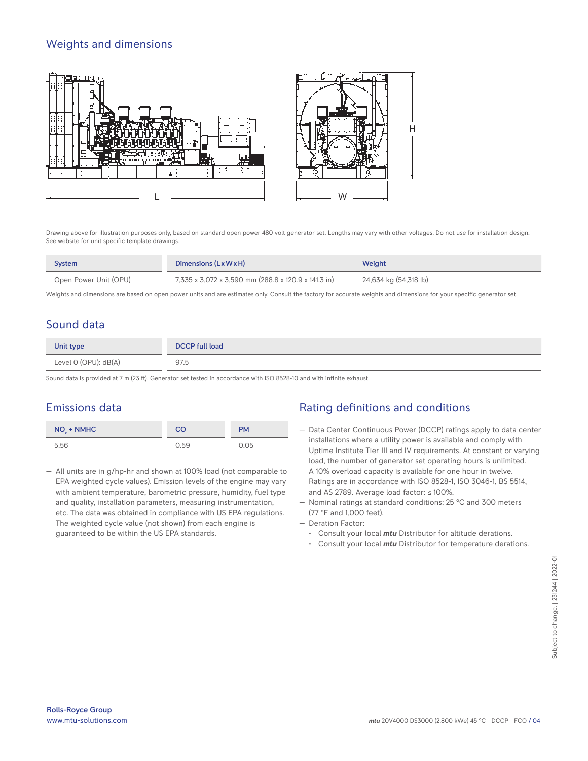## Weights and dimensions

L

W

H

Drawing above for illustration purposes only, based on standard open power 480 volt generator set. Lengths may vary with other voltages. Do not use for installation design. See website for unit specific template drawings.

| System | Dimensions (L x W x H) | Weight |
|---|---|---|
| Open Power Unit (OPU) | 7,335 x 3,072 x 3,590 mm (288.8 x 120.9 x 141.3 in) | 24,634 kg (54,318 lb) |

Weights and dimensions are based on open power units and are estimates only. Consult the factory for accurate weights and dimensions for your specific generator set.

## Sound data

| Unit type | DCCP full load |
|---|---|
| Level 0 (OPU): dB(A) | 97.5 |

Sound data is provided at 7 m (23 ft). Generator set tested in accordance with ISO 8528-10 and with infinite exhaust.

## Emissions data

| $NO_x$ + NMHC | CO | PM |
|---|---|---|
| 5.56 | 0.59 | 0.05 |

— All units are in g/hp-hr and shown at 100% load (not comparable to EPA weighted cycle values). Emission levels of the engine may vary with ambient temperature, barometric pressure, humidity, fuel type and quality, installation parameters, measuring instrumentation, etc. The data was obtained in compliance with US EPA regulations. The weighted cycle value (not shown) from each engine is guaranteed to be within the US EPA standards.

## Rating definitions and conditions

— Data Center Continuous Power (DCCP) ratings apply to data center installations where a utility power is available and comply with Uptime Institute Tier III and IV requirements. At constant or varying load, the number of generator set operating hours is unlimited. A 10% overload capacity is available for one hour in twelve. Ratings are in accordance with ISO 8528-1, ISO 3046-1, BS 5514, and AS 2789. Average load factor: ≤ 100%.

— Nominal ratings at standard conditions: 25 °C and 300 meters (77 °F and 1,000 feet).

— Deration Factor:
- Consult your local ***mtu*** Distributor for altitude derations.
- Consult your local ***mtu*** Distributor for temperature derations.

Subject to change. | 231244 | 2022-01

Rolls-Royce Group
www.mtu-solutions.com

***mtu*** 20V4000 DS3000 (2,800 kWe) 45 °C - DCCP - FCO